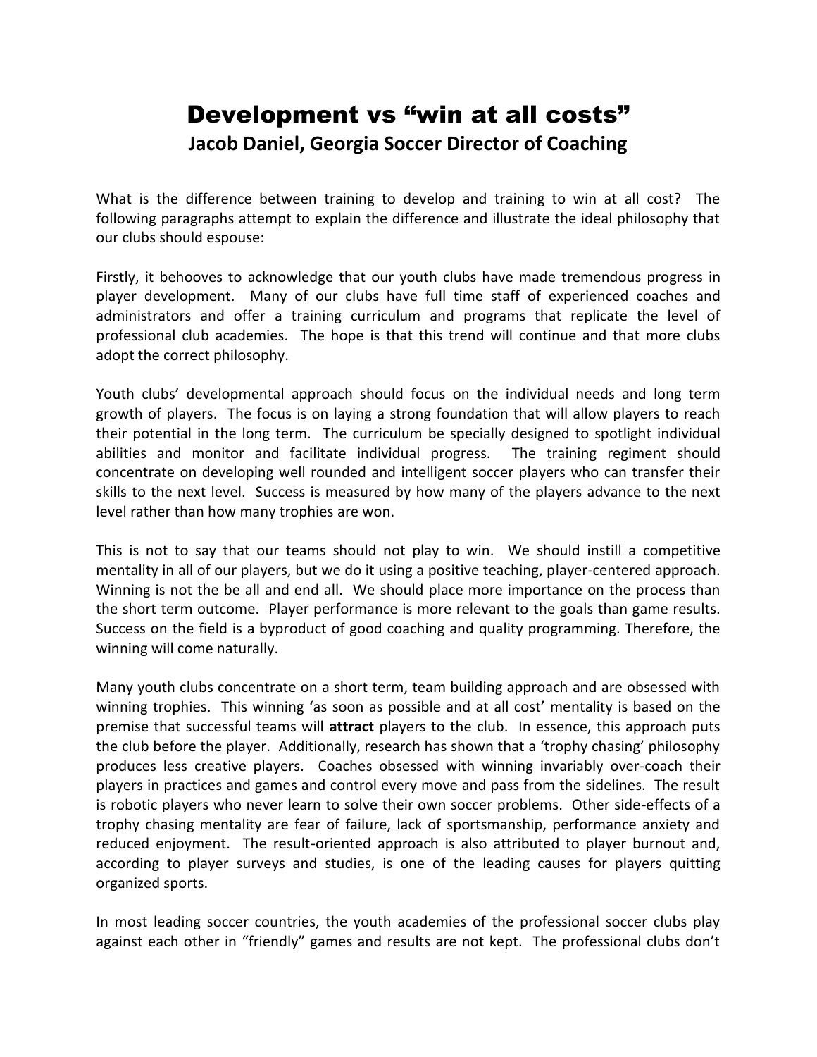# Development vs "win at all costs"

## Jacob Daniel, Georgia Soccer Director of Coaching

What is the difference between training to develop and training to win at all cost? The following paragraphs attempt to explain the difference and illustrate the ideal philosophy that our clubs should espouse:

Firstly, it behooves to acknowledge that our youth clubs have made tremendous progress in player development. Many of our clubs have full time staff of experienced coaches and administrators and offer a training curriculum and programs that replicate the level of professional club academies. The hope is that this trend will continue and that more clubs adopt the correct philosophy.

Youth clubs' developmental approach should focus on the individual needs and long term growth of players. The focus is on laying a strong foundation that will allow players to reach their potential in the long term. The curriculum be specially designed to spotlight individual abilities and monitor and facilitate individual progress. The training regiment should concentrate on developing well rounded and intelligent soccer players who can transfer their skills to the next level. Success is measured by how many of the players advance to the next level rather than how many trophies are won.

This is not to say that our teams should not play to win. We should instill a competitive mentality in all of our players, but we do it using a positive teaching, player-centered approach. Winning is not the be all and end all. We should place more importance on the process than the short term outcome. Player performance is more relevant to the goals than game results. Success on the field is a byproduct of good coaching and quality programming. Therefore, the winning will come naturally.

Many youth clubs concentrate on a short term, team building approach and are obsessed with winning trophies. This winning 'as soon as possible and at all cost' mentality is based on the premise that successful teams will **attract** players to the club. In essence, this approach puts the club before the player. Additionally, research has shown that a 'trophy chasing' philosophy produces less creative players. Coaches obsessed with winning invariably over-coach their players in practices and games and control every move and pass from the sidelines. The result is robotic players who never learn to solve their own soccer problems. Other side-effects of a trophy chasing mentality are fear of failure, lack of sportsmanship, performance anxiety and reduced enjoyment. The result-oriented approach is also attributed to player burnout and, according to player surveys and studies, is one of the leading causes for players quitting organized sports.

In most leading soccer countries, the youth academies of the professional soccer clubs play against each other in "friendly" games and results are not kept. The professional clubs don't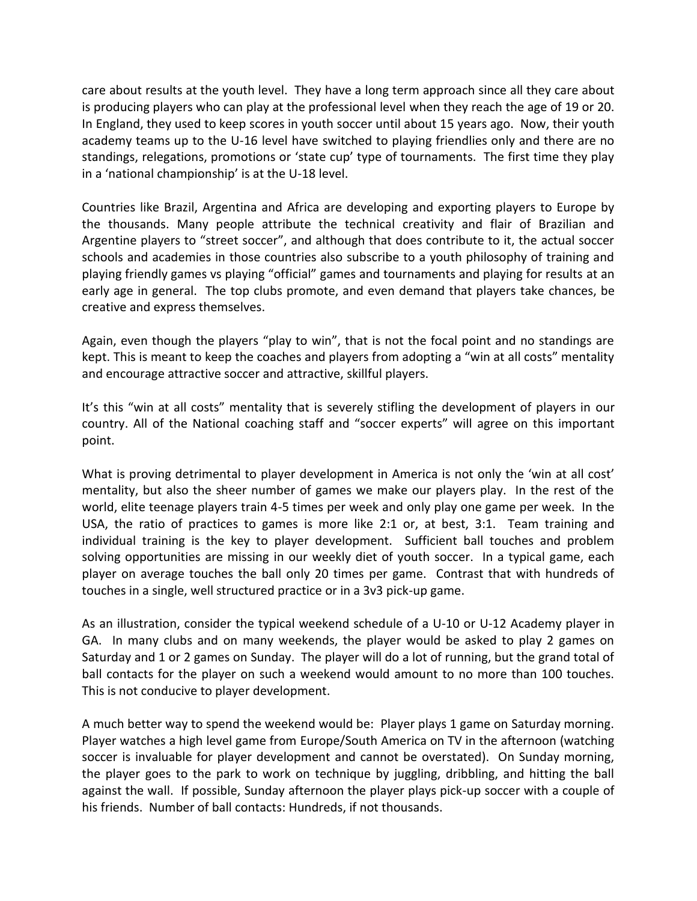care about results at the youth level. They have a long term approach since all they care about is producing players who can play at the professional level when they reach the age of 19 or 20. In England, they used to keep scores in youth soccer until about 15 years ago. Now, their youth academy teams up to the U-16 level have switched to playing friendlies only and there are no standings, relegations, promotions or 'state cup' type of tournaments. The first time they play in a 'national championship' is at the U-18 level.

Countries like Brazil, Argentina and Africa are developing and exporting players to Europe by the thousands. Many people attribute the technical creativity and flair of Brazilian and Argentine players to "street soccer", and although that does contribute to it, the actual soccer schools and academies in those countries also subscribe to a youth philosophy of training and playing friendly games vs playing "official" games and tournaments and playing for results at an early age in general. The top clubs promote, and even demand that players take chances, be creative and express themselves.

Again, even though the players "play to win", that is not the focal point and no standings are kept. This is meant to keep the coaches and players from adopting a "win at all costs" mentality and encourage attractive soccer and attractive, skillful players.

It's this "win at all costs" mentality that is severely stifling the development of players in our country. All of the National coaching staff and "soccer experts" will agree on this important point.

What is proving detrimental to player development in America is not only the 'win at all cost' mentality, but also the sheer number of games we make our players play. In the rest of the world, elite teenage players train 4-5 times per week and only play one game per week. In the USA, the ratio of practices to games is more like 2:1 or, at best, 3:1. Team training and individual training is the key to player development. Sufficient ball touches and problem solving opportunities are missing in our weekly diet of youth soccer. In a typical game, each player on average touches the ball only 20 times per game. Contrast that with hundreds of touches in a single, well structured practice or in a 3v3 pick-up game.

As an illustration, consider the typical weekend schedule of a U-10 or U-12 Academy player in GA. In many clubs and on many weekends, the player would be asked to play 2 games on Saturday and 1 or 2 games on Sunday. The player will do a lot of running, but the grand total of ball contacts for the player on such a weekend would amount to no more than 100 touches. This is not conducive to player development.

A much better way to spend the weekend would be: Player plays 1 game on Saturday morning. Player watches a high level game from Europe/South America on TV in the afternoon (watching soccer is invaluable for player development and cannot be overstated). On Sunday morning, the player goes to the park to work on technique by juggling, dribbling, and hitting the ball against the wall. If possible, Sunday afternoon the player plays pick-up soccer with a couple of his friends. Number of ball contacts: Hundreds, if not thousands.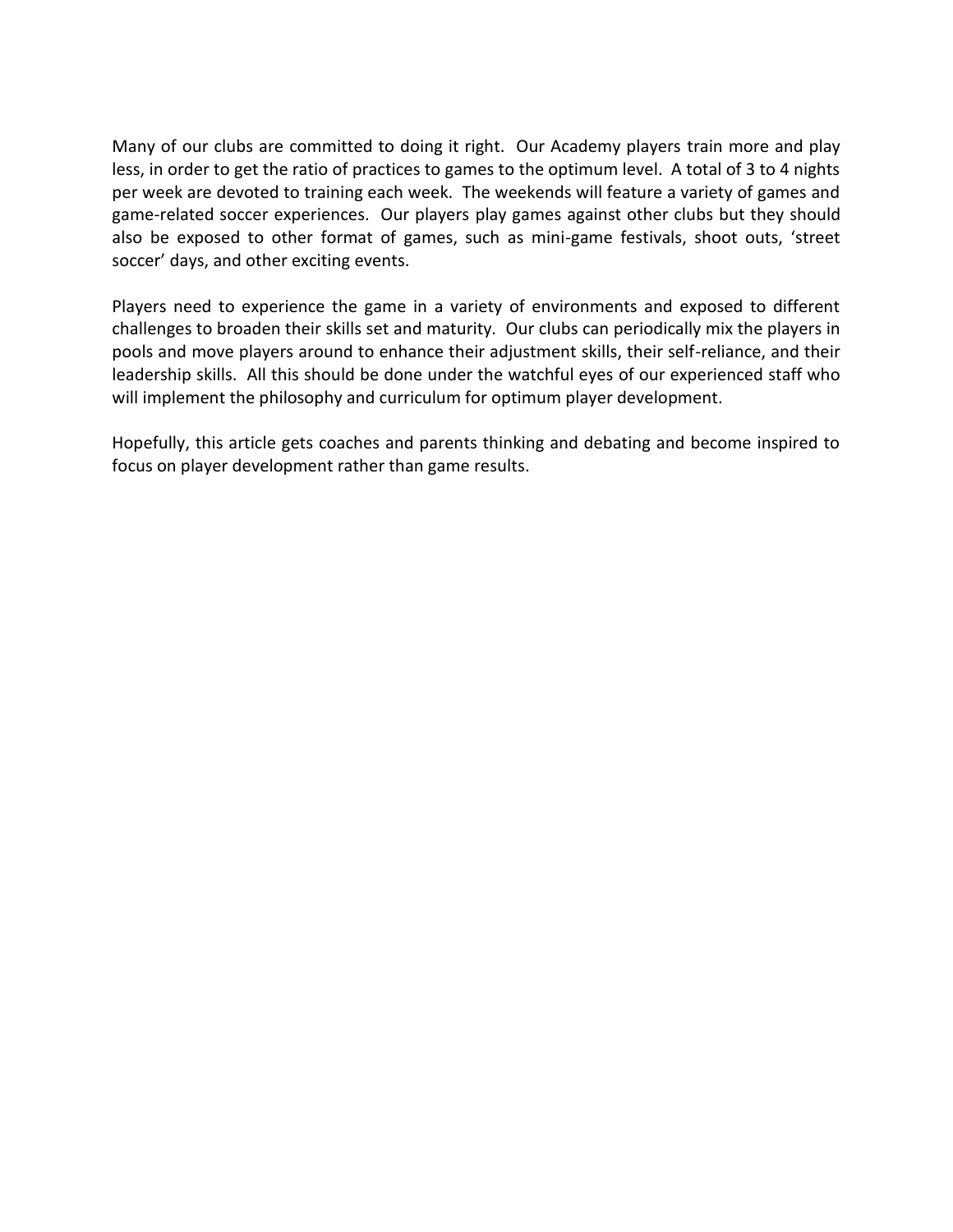Many of our clubs are committed to doing it right. Our Academy players train more and play less, in order to get the ratio of practices to games to the optimum level. A total of 3 to 4 nights per week are devoted to training each week. The weekends will feature a variety of games and game-related soccer experiences. Our players play games against other clubs but they should also be exposed to other format of games, such as mini-game festivals, shoot outs, 'street soccer' days, and other exciting events.

Players need to experience the game in a variety of environments and exposed to different challenges to broaden their skills set and maturity. Our clubs can periodically mix the players in pools and move players around to enhance their adjustment skills, their self-reliance, and their leadership skills. All this should be done under the watchful eyes of our experienced staff who will implement the philosophy and curriculum for optimum player development.

Hopefully, this article gets coaches and parents thinking and debating and become inspired to focus on player development rather than game results.